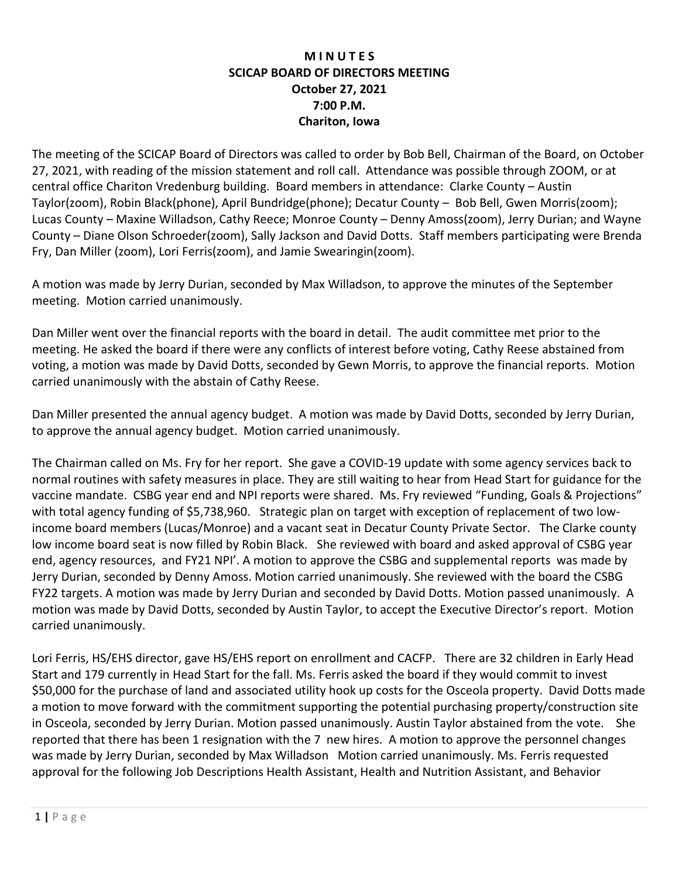# M I N U T E S
## SCICAP BOARD OF DIRECTORS MEETING
### October 27, 2021
### 7:00 P.M.
### Chariton, Iowa

The meeting of the SCICAP Board of Directors was called to order by Bob Bell, Chairman of the Board, on October 27, 2021, with reading of the mission statement and roll call. Attendance was possible through ZOOM, or at central office Chariton Vredenburg building. Board members in attendance: Clarke County – Austin Taylor(zoom), Robin Black(phone), April Bundridge(phone); Decatur County – Bob Bell, Gwen Morris(zoom); Lucas County – Maxine Willadson, Cathy Reece; Monroe County – Denny Amoss(zoom), Jerry Durian; and Wayne County – Diane Olson Schroeder(zoom), Sally Jackson and David Dotts. Staff members participating were Brenda Fry, Dan Miller (zoom), Lori Ferris(zoom), and Jamie Swearingin(zoom).

A motion was made by Jerry Durian, seconded by Max Willadson, to approve the minutes of the September meeting. Motion carried unanimously.

Dan Miller went over the financial reports with the board in detail. The audit committee met prior to the meeting. He asked the board if there were any conflicts of interest before voting, Cathy Reese abstained from voting, a motion was made by David Dotts, seconded by Gewn Morris, to approve the financial reports. Motion carried unanimously with the abstain of Cathy Reese.

Dan Miller presented the annual agency budget. A motion was made by David Dotts, seconded by Jerry Durian, to approve the annual agency budget. Motion carried unanimously.

The Chairman called on Ms. Fry for her report. She gave a COVID-19 update with some agency services back to normal routines with safety measures in place. They are still waiting to hear from Head Start for guidance for the vaccine mandate. CSBG year end and NPI reports were shared. Ms. Fry reviewed "Funding, Goals & Projections" with total agency funding of $5,738,960. Strategic plan on target with exception of replacement of two low-income board members (Lucas/Monroe) and a vacant seat in Decatur County Private Sector. The Clarke county low income board seat is now filled by Robin Black. She reviewed with board and asked approval of CSBG year end, agency resources, and FY21 NPI'. A motion to approve the CSBG and supplemental reports was made by Jerry Durian, seconded by Denny Amoss. Motion carried unanimously. She reviewed with the board the CSBG FY22 targets. A motion was made by Jerry Durian and seconded by David Dotts. Motion passed unanimously. A motion was made by David Dotts, seconded by Austin Taylor, to accept the Executive Director's report. Motion carried unanimously.

Lori Ferris, HS/EHS director, gave HS/EHS report on enrollment and CACFP. There are 32 children in Early Head Start and 179 currently in Head Start for the fall. Ms. Ferris asked the board if they would commit to invest $50,000 for the purchase of land and associated utility hook up costs for the Osceola property. David Dotts made a motion to move forward with the commitment supporting the potential purchasing property/construction site in Osceola, seconded by Jerry Durian. Motion passed unanimously. Austin Taylor abstained from the vote. She reported that there has been 1 resignation with the 7 new hires. A motion to approve the personnel changes was made by Jerry Durian, seconded by Max Willadson Motion carried unanimously. Ms. Ferris requested approval for the following Job Descriptions Health Assistant, Health and Nutrition Assistant, and Behavior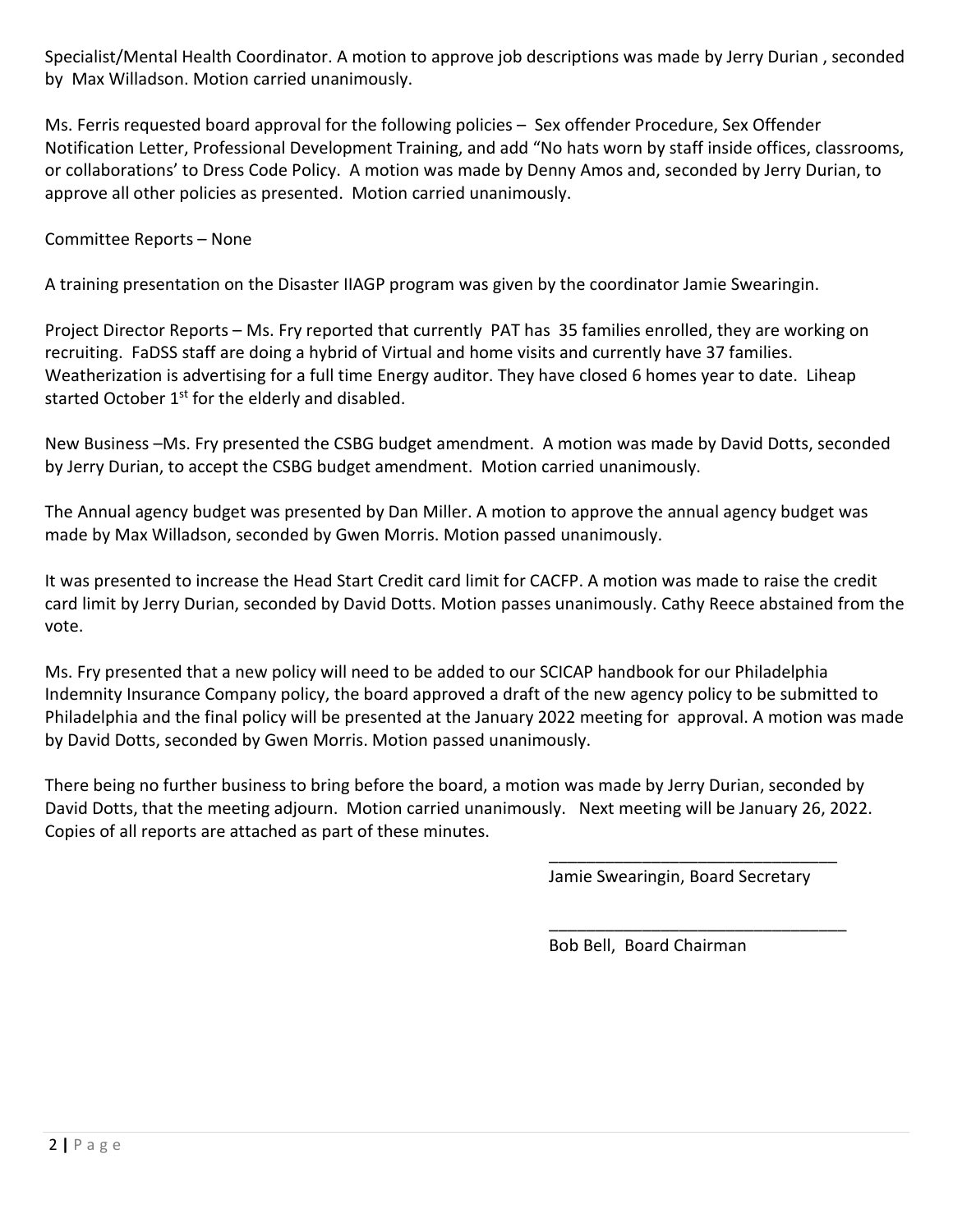Specialist/Mental Health Coordinator. A motion to approve job descriptions was made by Jerry Durian , seconded by Max Willadson. Motion carried unanimously.

Ms. Ferris requested board approval for the following policies – Sex offender Procedure, Sex Offender Notification Letter, Professional Development Training, and add "No hats worn by staff inside offices, classrooms, or collaborations' to Dress Code Policy. A motion was made by Denny Amos and, seconded by Jerry Durian, to approve all other policies as presented. Motion carried unanimously.

Committee Reports – None

A training presentation on the Disaster IIAGP program was given by the coordinator Jamie Swearingin.

Project Director Reports – Ms. Fry reported that currently PAT has 35 families enrolled, they are working on recruiting. FaDSS staff are doing a hybrid of Virtual and home visits and currently have 37 families. Weatherization is advertising for a full time Energy auditor. They have closed 6 homes year to date. Liheap started October 1st for the elderly and disabled.

New Business –Ms. Fry presented the CSBG budget amendment. A motion was made by David Dotts, seconded by Jerry Durian, to accept the CSBG budget amendment. Motion carried unanimously.

The Annual agency budget was presented by Dan Miller. A motion to approve the annual agency budget was made by Max Willadson, seconded by Gwen Morris. Motion passed unanimously.

It was presented to increase the Head Start Credit card limit for CACFP. A motion was made to raise the credit card limit by Jerry Durian, seconded by David Dotts. Motion passes unanimously. Cathy Reece abstained from the vote.

Ms. Fry presented that a new policy will need to be added to our SCICAP handbook for our Philadelphia Indemnity Insurance Company policy, the board approved a draft of the new agency policy to be submitted to Philadelphia and the final policy will be presented at the January 2022 meeting for approval. A motion was made by David Dotts, seconded by Gwen Morris. Motion passed unanimously.

There being no further business to bring before the board, a motion was made by Jerry Durian, seconded by David Dotts, that the meeting adjourn. Motion carried unanimously. Next meeting will be January 26, 2022. Copies of all reports are attached as part of these minutes.

\_\_\_\_\_\_\_\_\_\_\_\_\_\_\_\_\_\_\_\_\_\_\_\_\_\_\_\_\_\_\_\_

Jamie Swearingin, Board Secretary

\_\_\_\_\_\_\_\_\_\_\_\_\_\_\_\_\_\_\_\_\_\_\_\_\_\_\_\_\_\_\_\_

Bob Bell, Board Chairman